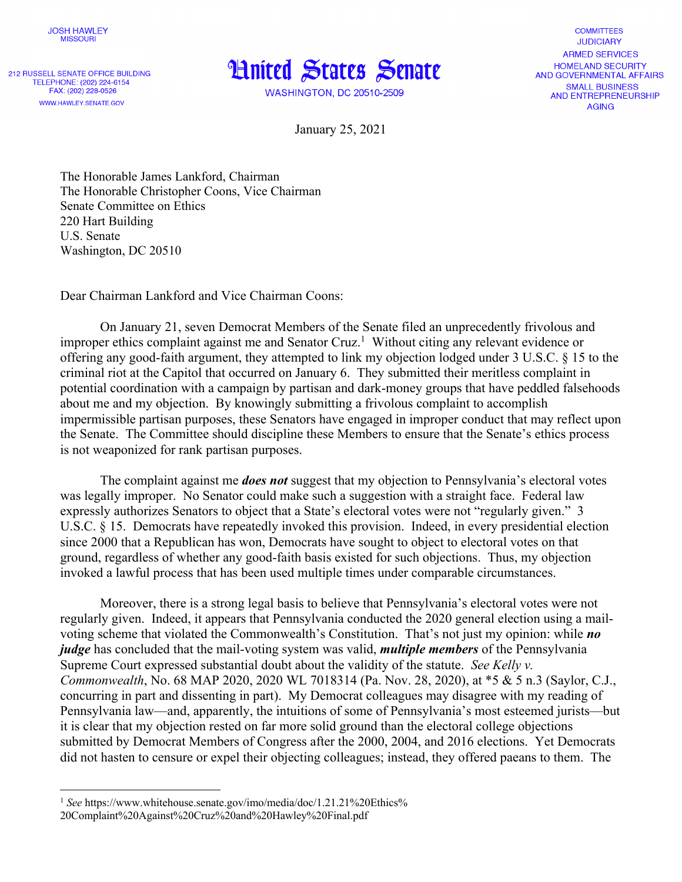JOSH HAWLEY
MISSOURI

212 RUSSELL SENATE OFFICE BUILDING
TELEPHONE: (202) 224-6154
FAX: (202) 228-0526
WWW.HAWLEY.SENATE.GOV

# United States Senate

WASHINGTON, DC 20510-2509

COMMITTEES
JUDICIARY
ARMED SERVICES
HOMELAND SECURITY
AND GOVERNMENTAL AFFAIRS
SMALL BUSINESS
AND ENTREPRENEURSHIP
AGING

January 25, 2021

The Honorable James Lankford, Chairman
The Honorable Christopher Coons, Vice Chairman
Senate Committee on Ethics
220 Hart Building
U.S. Senate
Washington, DC 20510

Dear Chairman Lankford and Vice Chairman Coons:

On January 21, seven Democrat Members of the Senate filed an unprecedently frivolous and improper ethics complaint against me and Senator Cruz.[1] Without citing any relevant evidence or offering any good-faith argument, they attempted to link my objection lodged under 3 U.S.C. § 15 to the criminal riot at the Capitol that occurred on January 6. They submitted their meritless complaint in potential coordination with a campaign by partisan and dark-money groups that have peddled falsehoods about me and my objection. By knowingly submitting a frivolous complaint to accomplish impermissible partisan purposes, these Senators have engaged in improper conduct that may reflect upon the Senate. The Committee should discipline these Members to ensure that the Senate's ethics process is not weaponized for rank partisan purposes.

The complaint against me ***does not*** suggest that my objection to Pennsylvania's electoral votes was legally improper. No Senator could make such a suggestion with a straight face. Federal law expressly authorizes Senators to object that a State's electoral votes were not "regularly given." 3 U.S.C. § 15. Democrats have repeatedly invoked this provision. Indeed, in every presidential election since 2000 that a Republican has won, Democrats have sought to object to electoral votes on that ground, regardless of whether any good-faith basis existed for such objections. Thus, my objection invoked a lawful process that has been used multiple times under comparable circumstances.

Moreover, there is a strong legal basis to believe that Pennsylvania's electoral votes were not regularly given. Indeed, it appears that Pennsylvania conducted the 2020 general election using a mail-voting scheme that violated the Commonwealth's Constitution. That's not just my opinion: while ***no judge*** has concluded that the mail-voting system was valid, ***multiple members*** of the Pennsylvania Supreme Court expressed substantial doubt about the validity of the statute. *See Kelly v. Commonwealth*, No. 68 MAP 2020, 2020 WL 7018314 (Pa. Nov. 28, 2020), at *5 & 5 n.3 (Saylor, C.J., concurring in part and dissenting in part). My Democrat colleagues may disagree with my reading of Pennsylvania law—and, apparently, the intuitions of some of Pennsylvania's most esteemed jurists—but it is clear that my objection rested on far more solid ground than the electoral college objections submitted by Democrat Members of Congress after the 2000, 2004, and 2016 elections. Yet Democrats did not hasten to censure or expel their objecting colleagues; instead, they offered paeans to them. The

---

[1] *See* https://www.whitehouse.senate.gov/imo/media/doc/1.21.21%20Ethics%20Complaint%20Against%20Cruz%20and%20Hawley%20Final.pdf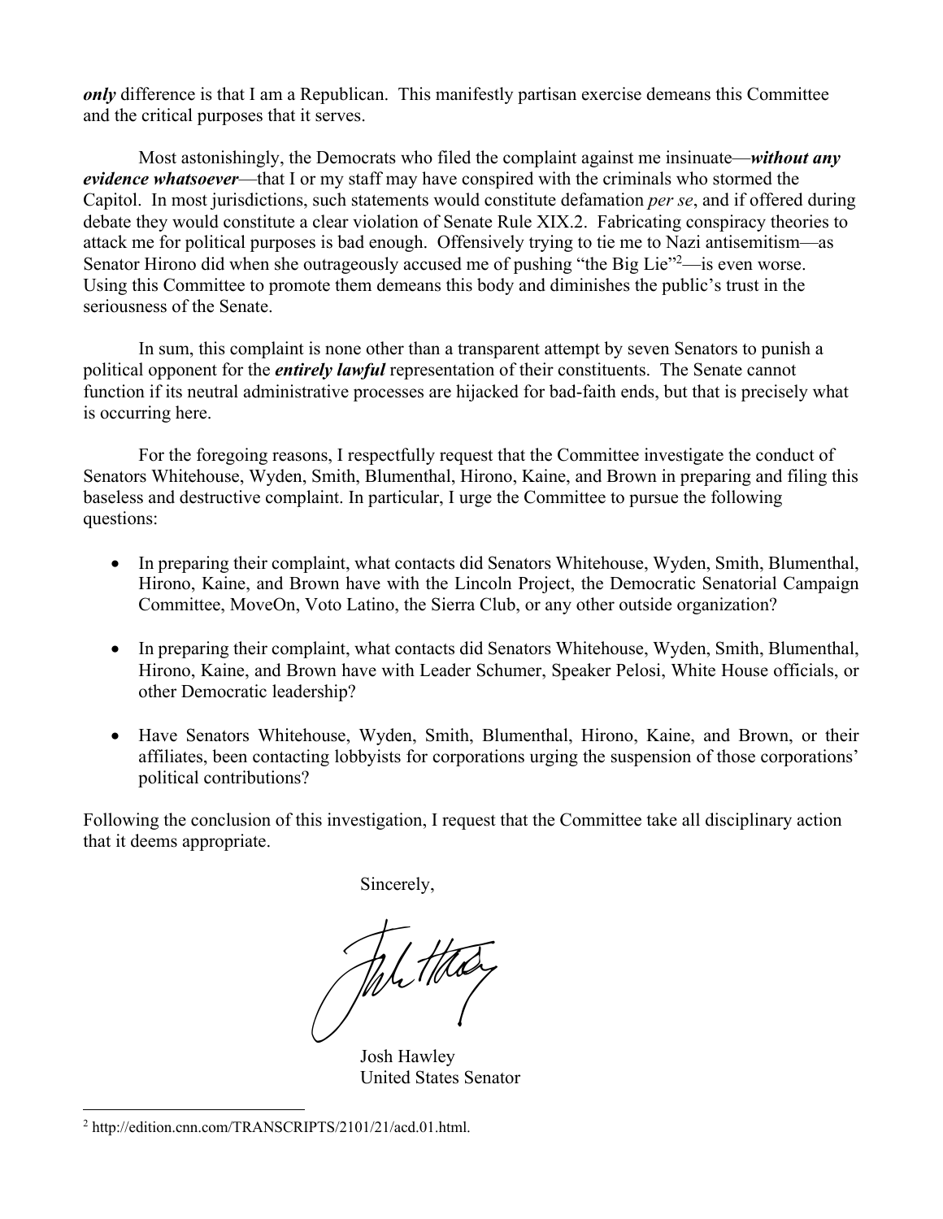***only*** difference is that I am a Republican. This manifestly partisan exercise demeans this Committee and the critical purposes that it serves.

Most astonishingly, the Democrats who filed the complaint against me insinuate—***without any evidence whatsoever***—that I or my staff may have conspired with the criminals who stormed the Capitol. In most jurisdictions, such statements would constitute defamation *per se*, and if offered during debate they would constitute a clear violation of Senate Rule XIX.2. Fabricating conspiracy theories to attack me for political purposes is bad enough. Offensively trying to tie me to Nazi antisemitism—as Senator Hirono did when she outrageously accused me of pushing "the Big Lie"[2]—is even worse. Using this Committee to promote them demeans this body and diminishes the public's trust in the seriousness of the Senate.

In sum, this complaint is none other than a transparent attempt by seven Senators to punish a political opponent for the ***entirely lawful*** representation of their constituents. The Senate cannot function if its neutral administrative processes are hijacked for bad-faith ends, but that is precisely what is occurring here.

For the foregoing reasons, I respectfully request that the Committee investigate the conduct of Senators Whitehouse, Wyden, Smith, Blumenthal, Hirono, Kaine, and Brown in preparing and filing this baseless and destructive complaint. In particular, I urge the Committee to pursue the following questions:

- In preparing their complaint, what contacts did Senators Whitehouse, Wyden, Smith, Blumenthal, Hirono, Kaine, and Brown have with the Lincoln Project, the Democratic Senatorial Campaign Committee, MoveOn, Voto Latino, the Sierra Club, or any other outside organization?
- In preparing their complaint, what contacts did Senators Whitehouse, Wyden, Smith, Blumenthal, Hirono, Kaine, and Brown have with Leader Schumer, Speaker Pelosi, White House officials, or other Democratic leadership?
- Have Senators Whitehouse, Wyden, Smith, Blumenthal, Hirono, Kaine, and Brown, or their affiliates, been contacting lobbyists for corporations urging the suspension of those corporations' political contributions?

Following the conclusion of this investigation, I request that the Committee take all disciplinary action that it deems appropriate.

Sincerely,

Josh Hawley
United States Senator

[2] http://edition.cnn.com/TRANSCRIPTS/2101/21/acd.01.html.